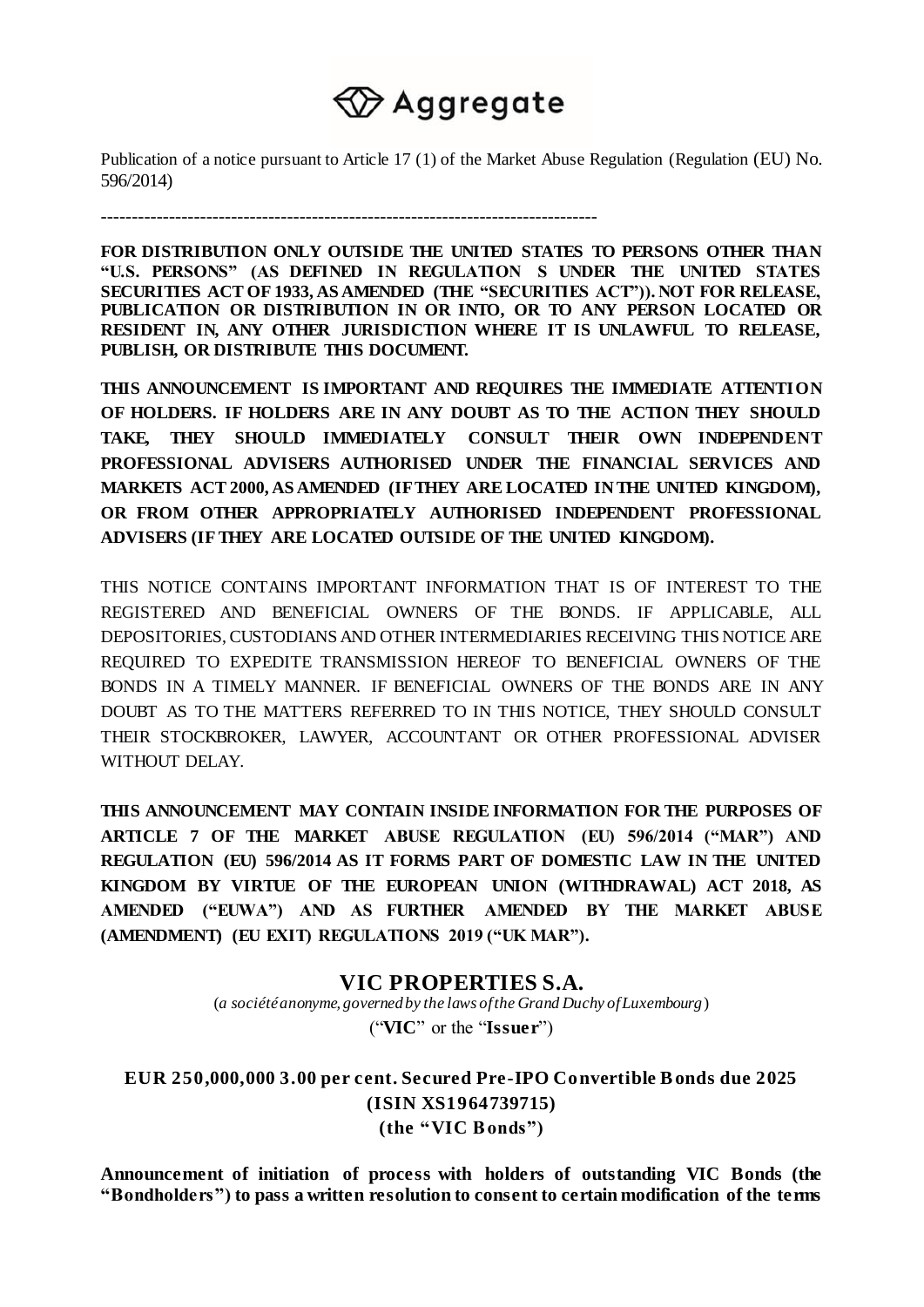Aggregate

Publication of a notice pursuant to Article 17 (1) of the Market Abuse Regulation (Regulation (EU) No. 596/2014)

-------------------------------------------------------------------------------

**FOR DISTRIBUTION ONLY OUTSIDE THE UNITED STATES TO PERSONS OTHER THAN "U.S. PERSONS" (AS DEFINED IN REGULATION S UNDER THE UNITED STATES SECURITIES ACT OF 1933, AS AMENDED (THE "SECURITIES ACT")). NOT FOR RELEASE, PUBLICATION OR DISTRIBUTION IN OR INTO, OR TO ANY PERSON LOCATED OR RESIDENT IN, ANY OTHER JURISDICTION WHERE IT IS UNLAWFUL TO RELEASE, PUBLISH, OR DISTRIBUTE THIS DOCUMENT.**

**THIS ANNOUNCEMENT IS IMPORTANT AND REQUIRES THE IMMEDIATE ATTENTION OF HOLDERS. IF HOLDERS ARE IN ANY DOUBT AS TO THE ACTION THEY SHOULD TAKE, THEY SHOULD IMMEDIATELY CONSULT THEIR OWN INDEPENDENT PROFESSIONAL ADVISERS AUTHORISED UNDER THE FINANCIAL SERVICES AND MARKETS ACT 2000, AS AMENDED (IF THEY ARE LOCATED IN THE UNITED KINGDOM), OR FROM OTHER APPROPRIATELY AUTHORISED INDEPENDENT PROFESSIONAL ADVISERS (IF THEY ARE LOCATED OUTSIDE OF THE UNITED KINGDOM).**

THIS NOTICE CONTAINS IMPORTANT INFORMATION THAT IS OF INTEREST TO THE REGISTERED AND BENEFICIAL OWNERS OF THE BONDS. IF APPLICABLE, ALL DEPOSITORIES, CUSTODIANS AND OTHER INTERMEDIARIES RECEIVING THIS NOTICE ARE REQUIRED TO EXPEDITE TRANSMISSION HEREOF TO BENEFICIAL OWNERS OF THE BONDS IN A TIMELY MANNER. IF BENEFICIAL OWNERS OF THE BONDS ARE IN ANY DOUBT AS TO THE MATTERS REFERRED TO IN THIS NOTICE, THEY SHOULD CONSULT THEIR STOCKBROKER, LAWYER, ACCOUNTANT OR OTHER PROFESSIONAL ADVISER WITHOUT DELAY.

**THIS ANNOUNCEMENT MAY CONTAIN INSIDE INFORMATION FOR THE PURPOSES OF ARTICLE 7 OF THE MARKET ABUSE REGULATION (EU) 596/2014 ("MAR") AND REGULATION (EU) 596/2014 AS IT FORMS PART OF DOMESTIC LAW IN THE UNITED KINGDOM BY VIRTUE OF THE EUROPEAN UNION (WITHDRAWAL) ACT 2018, AS AMENDED ("EUWA") AND AS FURTHER AMENDED BY THE MARKET ABUSE (AMENDMENT) (EU EXIT) REGULATIONS 2019 ("UK MAR").**

## VIC PROPERTIES S.A.

(*a société anonyme, governed by the laws of the Grand Duchy of Luxembourg*)

("**VIC**" or the "**Issuer**")

**EUR 250,000,000 3.00 per cent. Secured Pre-IPO Convertible Bonds due 2025**
**(ISIN XS1964739715)**
**(the "VIC Bonds")**

**Announcement of initiation of process with holders of outstanding VIC Bonds (the "Bondholders") to pass a written resolution to consent to certain modification of the terms**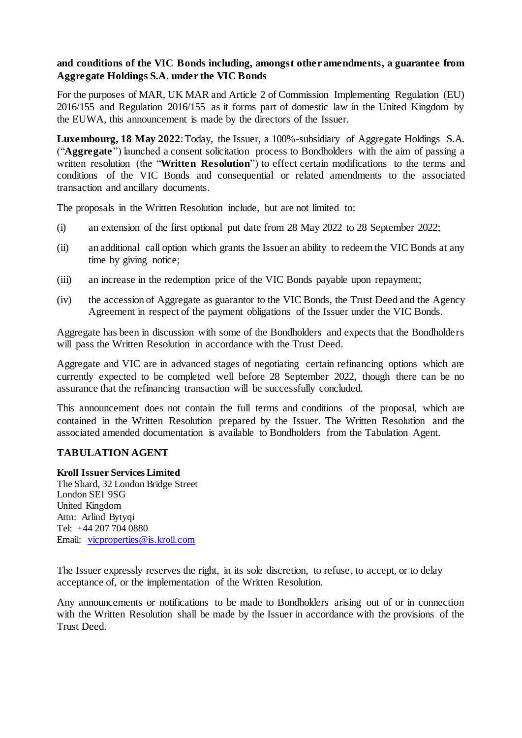**and conditions of the VIC Bonds including, amongst other amendments, a guarantee from Aggregate Holdings S.A. under the VIC Bonds**

For the purposes of MAR, UK MAR and Article 2 of Commission Implementing Regulation (EU) 2016/155 and Regulation 2016/155 as it forms part of domestic law in the United Kingdom by the EUWA, this announcement is made by the directors of the Issuer.

**Luxembourg, 18 May 2022**: Today, the Issuer, a 100%-subsidiary of Aggregate Holdings S.A. ("**Aggregate**") launched a consent solicitation process to Bondholders with the aim of passing a written resolution (the "**Written Resolution**") to effect certain modifications to the terms and conditions of the VIC Bonds and consequential or related amendments to the associated transaction and ancillary documents.

The proposals in the Written Resolution include, but are not limited to:

(i) an extension of the first optional put date from 28 May 2022 to 28 September 2022;

(ii) an additional call option which grants the Issuer an ability to redeem the VIC Bonds at any time by giving notice;

(iii) an increase in the redemption price of the VIC Bonds payable upon repayment;

(iv) the accession of Aggregate as guarantor to the VIC Bonds, the Trust Deed and the Agency Agreement in respect of the payment obligations of the Issuer under the VIC Bonds.

Aggregate has been in discussion with some of the Bondholders and expects that the Bondholders will pass the Written Resolution in accordance with the Trust Deed.

Aggregate and VIC are in advanced stages of negotiating certain refinancing options which are currently expected to be completed well before 28 September 2022, though there can be no assurance that the refinancing transaction will be successfully concluded.

This announcement does not contain the full terms and conditions of the proposal, which are contained in the Written Resolution prepared by the Issuer. The Written Resolution and the associated amended documentation is available to Bondholders from the Tabulation Agent.

## TABULATION AGENT

**Kroll Issuer Services Limited**
The Shard, 32 London Bridge Street
London SE1 9SG
United Kingdom
Attn: Arlind Bytyqi
Tel: +44 207 704 0880
Email: vicproperties@is.kroll.com

The Issuer expressly reserves the right, in its sole discretion, to refuse, to accept, or to delay acceptance of, or the implementation of the Written Resolution.

Any announcements or notifications to be made to Bondholders arising out of or in connection with the Written Resolution shall be made by the Issuer in accordance with the provisions of the Trust Deed.